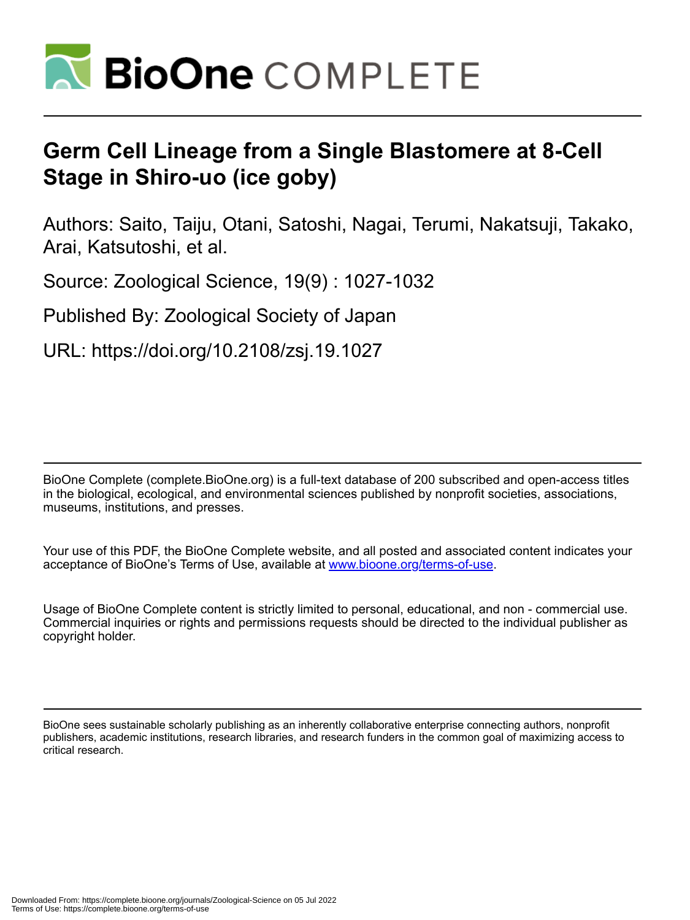# Germ Cell Lineage from a Single Blastomere at 8-Cell Stage in Shiro-uo (ice goby)

Authors: Saito, Taiju, Otani, Satoshi, Nagai, Terumi, Nakatsuji, Takako, Arai, Katsutoshi, et al.

Source: Zoological Science, 19(9) : 1027-1032

Published By: Zoological Society of Japan

URL: https://doi.org/10.2108/zsj.19.1027

BioOne Complete (complete.BioOne.org) is a full-text database of 200 subscribed and open-access titles in the biological, ecological, and environmental sciences published by nonprofit societies, associations, museums, institutions, and presses.

Your use of this PDF, the BioOne Complete website, and all posted and associated content indicates your acceptance of BioOne's Terms of Use, available at www.bioone.org/terms-of-use.

Usage of BioOne Complete content is strictly limited to personal, educational, and non - commercial use. Commercial inquiries or rights and permissions requests should be directed to the individual publisher as copyright holder.

BioOne sees sustainable scholarly publishing as an inherently collaborative enterprise connecting authors, nonprofit publishers, academic institutions, research libraries, and research funders in the common goal of maximizing access to critical research.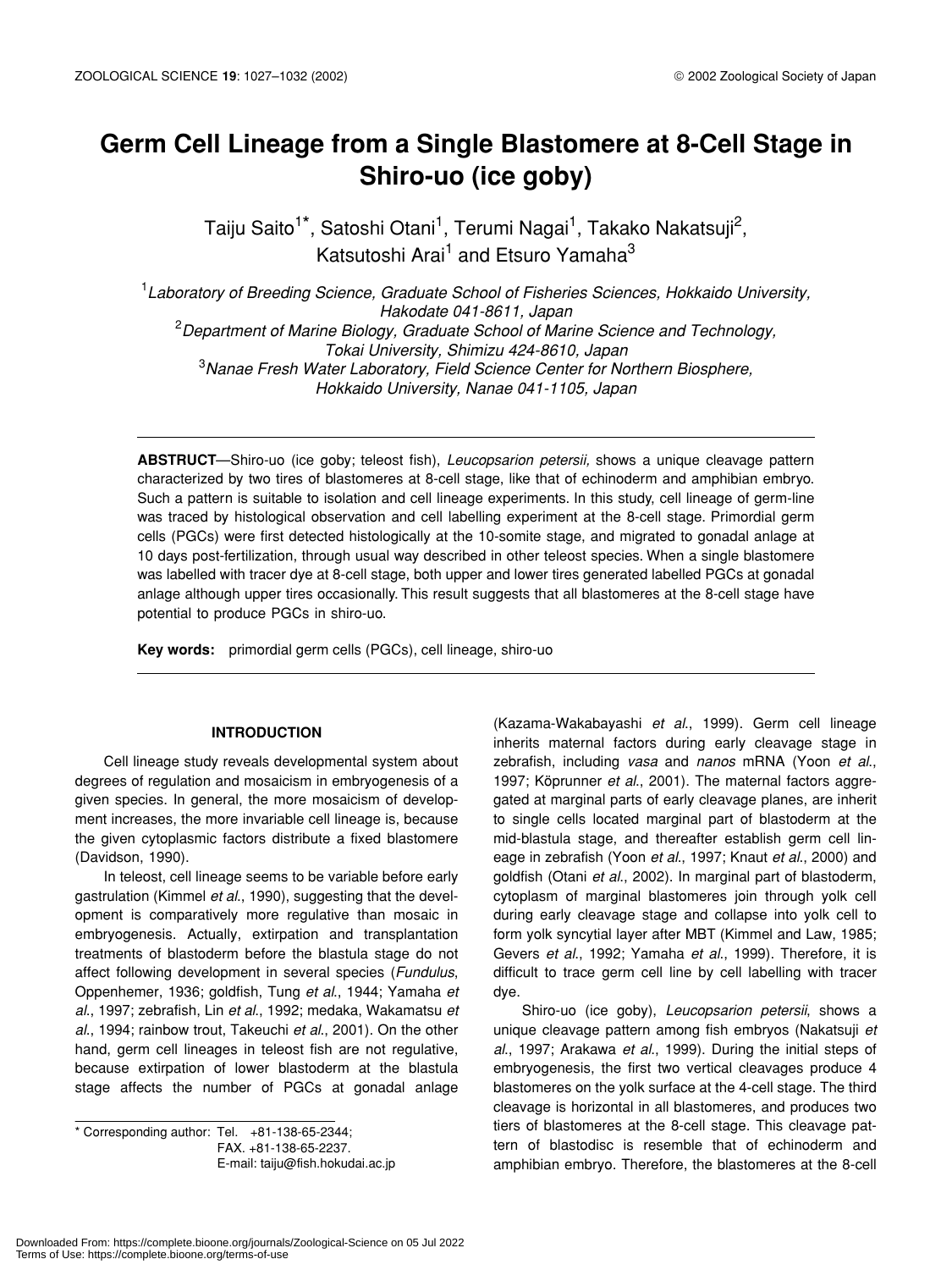# Germ Cell Lineage from a Single Blastomere at 8-Cell Stage in Shiro-uo (ice goby)

Taiju Saito[1]*, Satoshi Otani[1], Terumi Nagai[1], Takako Nakatsuji[2], Katsutoshi Arai[1] and Etsuro Yamaha[3]

[1]*Laboratory of Breeding Science, Graduate School of Fisheries Sciences, Hokkaido University, Hakodate 041-8611, Japan*
[2]*Department of Marine Biology, Graduate School of Marine Science and Technology, Tokai University, Shimizu 424-8610, Japan*
[3]*Nanae Fresh Water Laboratory, Field Science Center for Northern Biosphere, Hokkaido University, Nanae 041-1105, Japan*

**ABSTRUCT**—Shiro-uo (ice goby; teleost fish), *Leucopsarion petersii,* shows a unique cleavage pattern characterized by two tires of blastomeres at 8-cell stage, like that of echinoderm and amphibian embryo. Such a pattern is suitable to isolation and cell lineage experiments. In this study, cell lineage of germ-line was traced by histological observation and cell labelling experiment at the 8-cell stage. Primordial germ cells (PGCs) were first detected histologically at the 10-somite stage, and migrated to gonadal anlage at 10 days post-fertilization, through usual way described in other teleost species. When a single blastomere was labelled with tracer dye at 8-cell stage, both upper and lower tires generated labelled PGCs at gonadal anlage although upper tires occasionally. This result suggests that all blastomeres at the 8-cell stage have potential to produce PGCs in shiro-uo.

**Key words:** primordial germ cells (PGCs), cell lineage, shiro-uo

## INTRODUCTION

Cell lineage study reveals developmental system about degrees of regulation and mosaicism in embryogenesis of a given species. In general, the more mosaicism of development increases, the more invariable cell lineage is, because the given cytoplasmic factors distribute a fixed blastomere (Davidson, 1990).

In teleost, cell lineage seems to be variable before early gastrulation (Kimmel *et al.*, 1990), suggesting that the development is comparatively more regulative than mosaic in embryogenesis. Actually, extirpation and transplantation treatments of blastoderm before the blastula stage do not affect following development in several species (*Fundulus*, Oppenhemer, 1936; goldfish, Tung *et al.*, 1944; Yamaha *et al.*, 1997; zebrafish, Lin *et al.*, 1992; medaka, Wakamatsu *et al.*, 1994; rainbow trout, Takeuchi *et al.*, 2001). On the other hand, germ cell lineages in teleost fish are not regulative, because extirpation of lower blastoderm at the blastula stage affects the number of PGCs at gonadal anlage (Kazama-Wakabayashi *et al.*, 1999). Germ cell lineage inherits maternal factors during early cleavage stage in zebrafish, including *vasa* and *nanos* mRNA (Yoon *et al.*, 1997; Köprunner *et al.*, 2001). The maternal factors aggregated at marginal parts of early cleavage planes, are inherit to single cells located marginal part of blastoderm at the mid-blastula stage, and thereafter establish germ cell lineage in zebrafish (Yoon *et al.,* 1997; Knaut *et al.*, 2000) and goldfish (Otani *et al.*, 2002). In marginal part of blastoderm, cytoplasm of marginal blastomeres join through yolk cell during early cleavage stage and collapse into yolk cell to form yolk syncytial layer after MBT (Kimmel and Law, 1985; Gevers *et al.*, 1992; Yamaha *et al.*, 1999). Therefore, it is difficult to trace germ cell line by cell labelling with tracer dye.

Shiro-uo (ice goby), *Leucopsarion petersii*, shows a unique cleavage pattern among fish embryos (Nakatsuji *et al.*, 1997; Arakawa *et al.*, 1999). During the initial steps of embryogenesis, the first two vertical cleavages produce 4 blastomeres on the yolk surface at the 4-cell stage. The third cleavage is horizontal in all blastomeres, and produces two tiers of blastomeres at the 8-cell stage. This cleavage pattern of blastodisc is resemble that of echinoderm and amphibian embryo. Therefore, the blastomeres at the 8-cell

\* Corresponding author: Tel. +81-138-65-2344;
FAX. +81-138-65-2237.
E-mail: taiju@fish.hokudai.ac.jp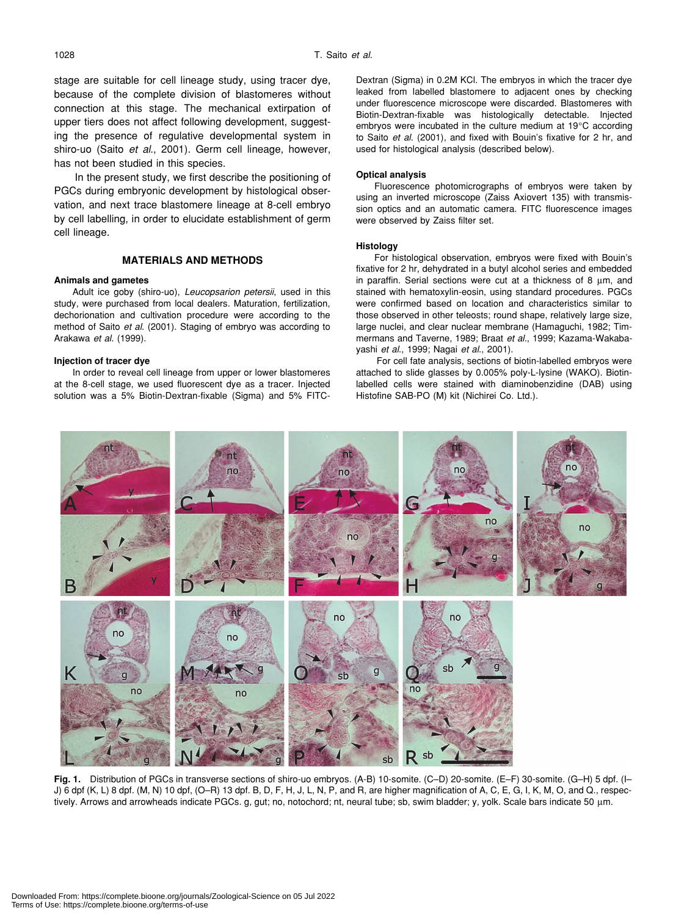stage are suitable for cell lineage study, using tracer dye, because of the complete division of blastomeres without connection at this stage. The mechanical extirpation of upper tiers does not affect following development, suggesting the presence of regulative developmental system in shiro-uo (Saito *et al*., 2001). Germ cell lineage, however, has not been studied in this species.

In the present study, we first describe the positioning of PGCs during embryonic development by histological observation, and next trace blastomere lineage at 8-cell embryo by cell labelling, in order to elucidate establishment of germ cell lineage.

## MATERIALS AND METHODS

### Animals and gametes

Adult ice goby (shiro-uo), *Leucopsarion petersii*, used in this study, were purchased from local dealers. Maturation, fertilization, dechorionation and cultivation procedure were according to the method of Saito *et al.* (2001). Staging of embryo was according to Arakawa *et al.* (1999).

### Injection of tracer dye

In order to reveal cell lineage from upper or lower blastomeres at the 8-cell stage, we used fluorescent dye as a tracer. Injected solution was a 5% Biotin-Dextran-fixable (Sigma) and 5% FITC-Dextran (Sigma) in 0.2M KCl. The embryos in which the tracer dye leaked from labelled blastomere to adjacent ones by checking under fluorescence microscope were discarded. Blastomeres with Biotin-Dextran-fixable was histologically detectable. Injected embryos were incubated in the culture medium at 19°C according to Saito *et al.* (2001), and fixed with Bouin's fixative for 2 hr, and used for histological analysis (described below).

### Optical analysis

Fluorescence photomicrographs of embryos were taken by using an inverted microscope (Zaiss Axiovert 135) with transmission optics and an automatic camera. FITC fluorescence images were observed by Zaiss filter set.

### Histology

For histological observation, embryos were fixed with Bouin's fixative for 2 hr, dehydrated in a butyl alcohol series and embedded in paraffin. Serial sections were cut at a thickness of 8 μm, and stained with hematoxylin-eosin, using standard procedures. PGCs were confirmed based on location and characteristics similar to those observed in other teleosts; round shape, relatively large size, large nuclei, and clear nuclear membrane (Hamaguchi, 1982; Timmermans and Taverne, 1989; Braat *et al*., 1999; Kazama-Wakabayashi *et al*., 1999; Nagai *et al*., 2001).

For cell fate analysis, sections of biotin-labelled embryos were attached to slide glasses by 0.005% poly-L-lysine (WAKO). Biotin-labelled cells were stained with diaminobenzidine (DAB) using Histofine SAB-PO (M) kit (Nichirei Co. Ltd.).

**Fig. 1.** Distribution of PGCs in transverse sections of shiro-uo embryos. (A-B) 10-somite. (C–D) 20-somite. (E–F) 30-somite. (G–H) 5 dpf. (I–J) 6 dpf (K, L) 8 dpf. (M, N) 10 dpf, (O–R) 13 dpf. B, D, F, H, J, L, N, P, and R, are higher magnification of A, C, E, G, I, K, M, O, and Q., respectively. Arrows and arrowheads indicate PGCs. g, gut; no, notochord; nt, neural tube; sb, swim bladder; y, yolk. Scale bars indicate 50 μm.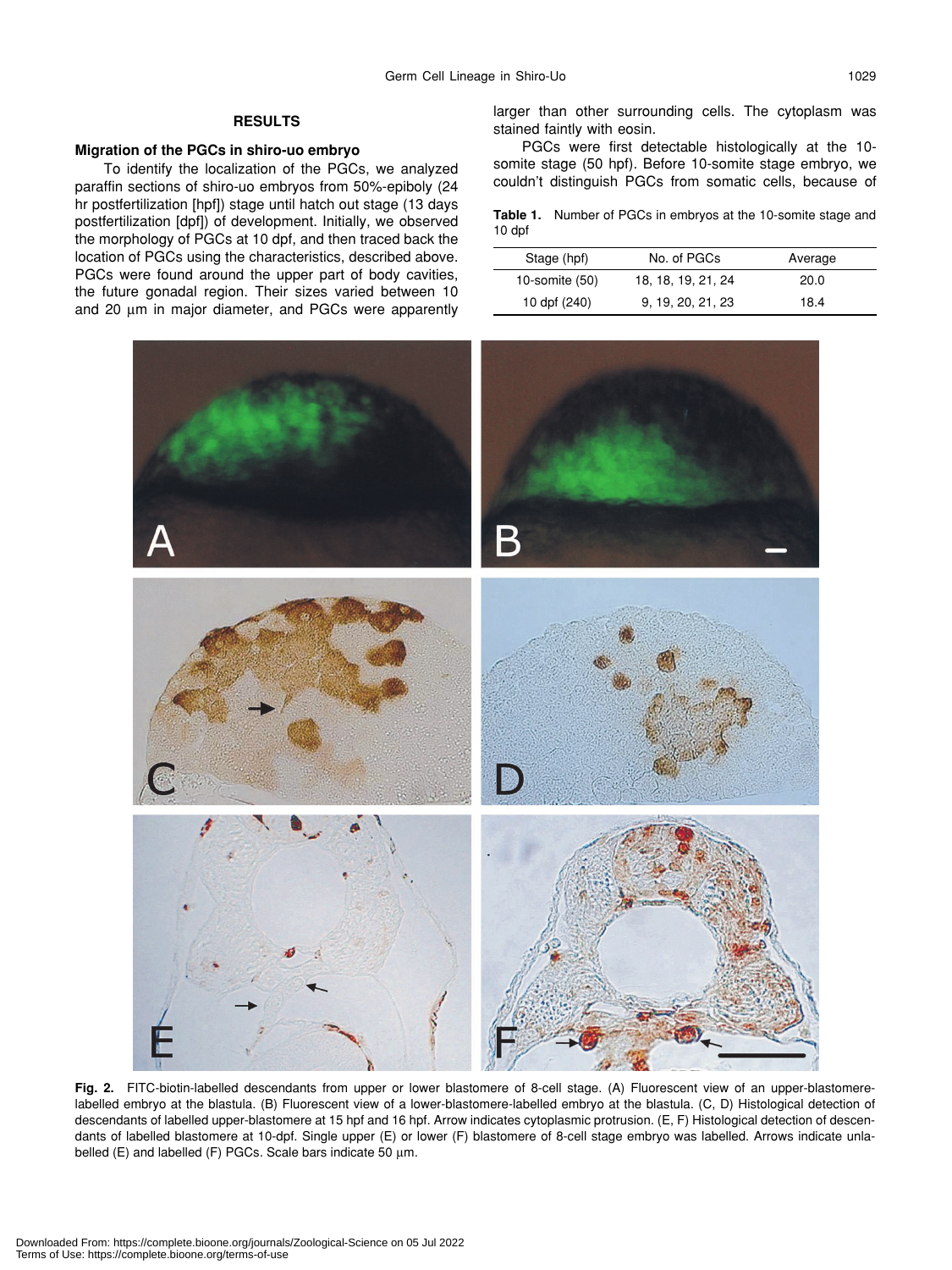## RESULTS

### Migration of the PGCs in shiro-uo embryo

To identify the localization of the PGCs, we analyzed paraffin sections of shiro-uo embryos from 50%-epiboly (24 hr postfertilization [hpf]) stage until hatch out stage (13 days postfertilization [dpf]) of development. Initially, we observed the morphology of PGCs at 10 dpf, and then traced back the location of PGCs using the characteristics, described above. PGCs were found around the upper part of body cavities, the future gonadal region. Their sizes varied between 10 and 20 μm in major diameter, and PGCs were apparently larger than other surrounding cells. The cytoplasm was stained faintly with eosin.

PGCs were first detectable histologically at the 10-somite stage (50 hpf). Before 10-somite stage embryo, we couldn't distinguish PGCs from somatic cells, because of

**Table 1.** Number of PGCs in embryos at the 10-somite stage and 10 dpf

| Stage (hpf) | No. of PGCs | Average |
|---|---|---|
| 10-somite (50) | 18, 18, 19, 21, 24 | 20.0 |
| 10 dpf (240) | 9, 19, 20, 21, 23 | 18.4 |

**Fig. 2.** FITC-biotin-labelled descendants from upper or lower blastomere of 8-cell stage. (A) Fluorescent view of an upper-blastomere-labelled embryo at the blastula. (B) Fluorescent view of a lower-blastomere-labelled embryo at the blastula. (C, D) Histological detection of descendants of labelled upper-blastomere at 15 hpf and 16 hpf. Arrow indicates cytoplasmic protrusion. (E, F) Histological detection of descendants of labelled blastomere at 10-dpf. Single upper (E) or lower (F) blastomere of 8-cell stage embryo was labelled. Arrows indicate unlabelled (E) and labelled (F) PGCs. Scale bars indicate 50 μm.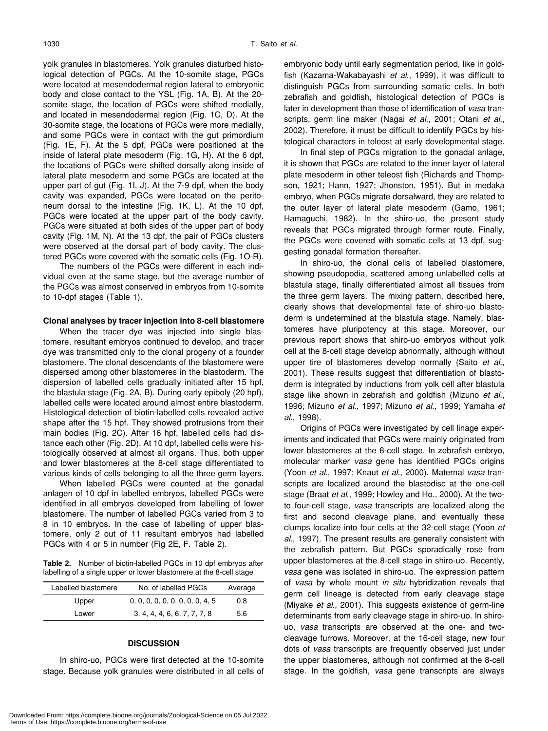yolk granules in blastomeres. Yolk granules disturbed histological detection of PGCs. At the 10-somite stage, PGCs were located at mesendodermal region lateral to embryonic body and close contact to the YSL (Fig. 1A, B). At the 20-somite stage, the location of PGCs were shifted medially, and located in mesendodermal region (Fig. 1C, D). At the 30-somite stage, the locations of PGCs were more medially, and some PGCs were in contact with the gut primordium (Fig. 1E, F). At the 5 dpf, PGCs were positioned at the inside of lateral plate mesoderm (Fig. 1G, H). At the 6 dpf, the locations of PGCs were shifted dorsally along inside of lateral plate mesoderm and some PGCs are located at the upper part of gut (Fig. 1I, J). At the 7-9 dpf, when the body cavity was expanded, PGCs were located on the peritoneum dorsal to the intestine (Fig. 1K, L). At the 10 dpf, PGCs were located at the upper part of the body cavity. PGCs were situated at both sides of the upper part of body cavity (Fig. 1M, N). At the 13 dpf, the pair of PGCs clusters were observed at the dorsal part of body cavity. The clustered PGCs were covered with the somatic cells (Fig. 1O-R).

The numbers of the PGCs were different in each individual even at the same stage, but the average number of the PGCs was almost conserved in embryos from 10-somite to 10-dpf stages (Table 1).

### Clonal analyses by tracer injection into 8-cell blastomere

When the tracer dye was injected into single blastomere, resultant embryos continued to develop, and tracer dye was transmitted only to the clonal progeny of a founder blastomere. The clonal descendants of the blastomere were dispersed among other blastomeres in the blastoderm. The dispersion of labelled cells gradually initiated after 15 hpf, the blastula stage (Fig. 2A, B). During early epiboly (20 hpf), labelled cells were located around almost entire blastoderm. Histological detection of biotin-labelled cells revealed active shape after the 15 hpf. They showed protrusions from their main bodies (Fig. 2C). After 16 hpf, labelled cells had distance each other (Fig. 2D). At 10 dpf, labelled cells were histologically observed at almost all organs. Thus, both upper and lower blastomeres at the 8-cell stage differentiated to various kinds of cells belonging to all the three germ layers.

When labelled PGCs were counted at the gonadal anlagen of 10 dpf in labelled embryos, labelled PGCs were identified in all embryos developed from labelling of lower blastomere. The number of labelled PGCs varied from 3 to 8 in 10 embryos. In the case of labelling of upper blastomere, only 2 out of 11 resultant embryos had labelled PGCs with 4 or 5 in number (Fig 2E, F. Table 2).

**Table 2.** Number of biotin-labelled PGCs in 10 dpf embryos after labelling of a single upper or lower blastomere at the 8-cell stage

| Labelled blastomere | No. of labelled PGCs | Average |
|---|---|---|
| Upper | 0, 0, 0, 0, 0, 0, 0, 0, 0, 4, 5 | 0.8 |
| Lower | 3, 4, 4, 4, 6, 6, 7, 7, 7, 8 | 5.6 |

## DISCUSSION

In shiro-uo, PGCs were first detected at the 10-somite stage. Because yolk granules were distributed in all cells of embryonic body until early segmentation period, like in goldfish (Kazama-Wakabayashi *et al*., 1999), it was difficult to distinguish PGCs from surrounding somatic cells. In both zebrafish and goldfish, histological detection of PGCs is later in development than those of identification of *vasa* transcripts, germ line maker (Nagai *et al*., 2001; Otani *et al*., 2002). Therefore, it must be difficult to identify PGCs by histological characters in teleost at early developmental stage.

In final step of PGCs migration to the gonadal anlage, it is shown that PGCs are related to the inner layer of lateral plate mesoderm in other teleost fish (Richards and Thompson, 1921; Hann, 1927; Jhonston, 1951). But in medaka embryo, when PGCs migrate dorsalward, they are related to the outer layer of lateral plate mesoderm (Gamo, 1961; Hamaguchi, 1982). In the shiro-uo, the present study reveals that PGCs migrated through former route. Finally, the PGCs were covered with somatic cells at 13 dpf, suggesting gonadal formation thereafter.

In shiro-uo, the clonal cells of labelled blastomere, showing pseudopodia, scattered among unlabelled cells at blastula stage, finally differentiated almost all tissues from the three germ layers. The mixing pattern, described here, clearly shows that developmental fate of shiro-uo blastoderm is undetermined at the blastula stage. Namely, blastomeres have pluripotency at this stage. Moreover, our previous report shows that shiro-uo embryos without yolk cell at the 8-cell stage develop abnormally, although without upper tire of blastomeres develop normally (Saito *et al*., 2001). These results suggest that differentiation of blastoderm is integrated by inductions from yolk cell after blastula stage like shown in zebrafish and goldfish (Mizuno *et al*., 1996; Mizuno *et al*., 1997; Mizuno *et al*., 1999; Yamaha *et al*., 1998).

Origins of PGCs were investigated by cell linage experiments and indicated that PGCs were mainly originated from lower blastomeres at the 8-cell stage. In zebrafish embryo, molecular marker *vasa* gene has identified PGCs origins (Yoon *et al*., 1997; Knaut *et al*., 2000). Maternal *vasa* transcripts are localized around the blastodisc at the one-cell stage (Braat *et al*., 1999; Howley and Ho., 2000). At the two- to four-cell stage, *vasa* transcripts are localized along the first and second cleavage plane, and eventually these clumps localize into four cells at the 32-cell stage (Yoon *et al*., 1997). The present results are generally consistent with the zebrafish pattern. But PGCs sporadically rose from upper blastomeres at the 8-cell stage in shiro-uo. Recently, *vasa* gene was isolated in shiro-uo. The expression pattern of *vasa* by whole mount *in situ* hybridization reveals that germ cell lineage is detected from early cleavage stage (Miyake *et al*., 2001). This suggests existence of germ-line determinants from early cleavage stage in shiro-uo. In shiro-uo, *vasa* transcripts are observed at the one- and two-cleavage furrows. Moreover, at the 16-cell stage, new four dots of *vasa* transcripts are frequently observed just under the upper blastomeres, although not confirmed at the 8-cell stage. In the goldfish, *vasa* gene transcripts are always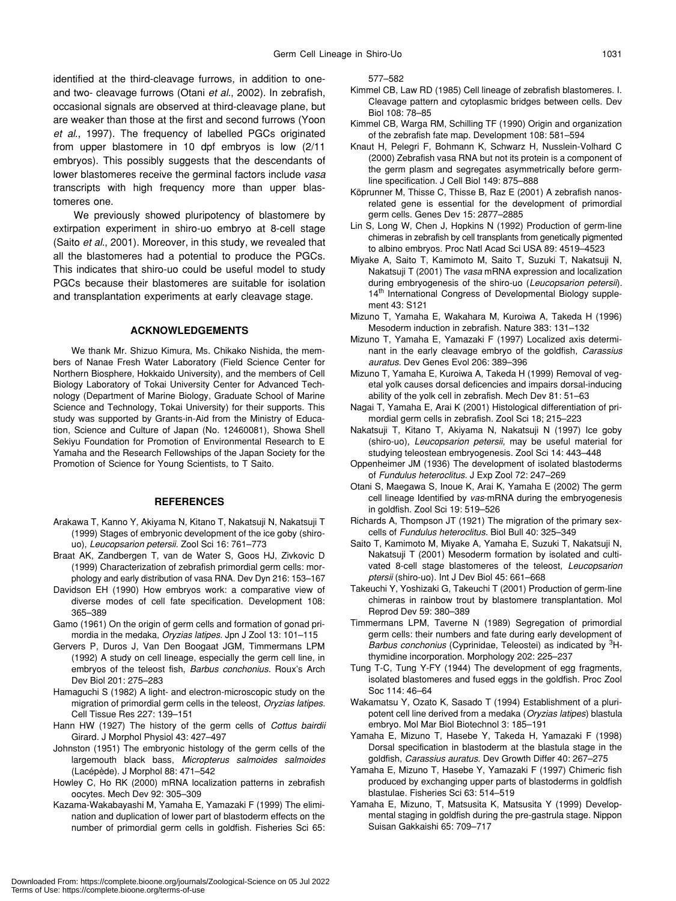identified at the third-cleavage furrows, in addition to one- and two- cleavage furrows (Otani *et al*., 2002). In zebrafish, occasional signals are observed at third-cleavage plane, but are weaker than those at the first and second furrows (Yoon *et al*., 1997). The frequency of labelled PGCs originated from upper blastomere in 10 dpf embryos is low (2/11 embryos). This possibly suggests that the descendants of lower blastomeres receive the germinal factors include *vasa* transcripts with high frequency more than upper blastomeres one.

We previously showed pluripotency of blastomere by extirpation experiment in shiro-uo embryo at 8-cell stage (Saito *et al*., 2001). Moreover, in this study, we revealed that all the blastomeres had a potential to produce the PGCs. This indicates that shiro-uo could be useful model to study PGCs because their blastomeres are suitable for isolation and transplantation experiments at early cleavage stage.

## ACKNOWLEDGEMENTS

We thank Mr. Shizuo Kimura, Ms. Chikako Nishida, the members of Nanae Fresh Water Laboratory (Field Science Center for Northern Biosphere, Hokkaido University), and the members of Cell Biology Laboratory of Tokai University Center for Advanced Technology (Department of Marine Biology, Graduate School of Marine Science and Technology, Tokai University) for their supports. This study was supported by Grants-in-Aid from the Ministry of Education, Science and Culture of Japan (No. 12460081), Showa Shell Sekiyu Foundation for Promotion of Environmental Research to E Yamaha and the Research Fellowships of the Japan Society for the Promotion of Science for Young Scientists, to T Saito.

## REFERENCES

Arakawa T, Kanno Y, Akiyama N, Kitano T, Nakatsuji N, Nakatsuji T (1999) Stages of embryonic development of the ice goby (shiro-uo), *Leucopsarion petersii*. Zool Sci 16: 761–773

Braat AK, Zandbergen T, van de Water S, Goos HJ, Zivkovic D (1999) Characterization of zebrafish primordial germ cells: morphology and early distribution of vasa RNA. Dev Dyn 216: 153–167

Davidson EH (1990) How embryos work: a comparative view of diverse modes of cell fate specification. Development 108: 365–389

Gamo (1961) On the origin of germ cells and formation of gonad primordia in the medaka, *Oryzias latipes*. Jpn J Zool 13: 101–115

Gervers P, Duros J, Van Den Boogaat JGM, Timmermans LPM (1992) A study on cell lineage, especially the germ cell line, in embryos of the teleost fish, *Barbus conchonius*. Roux's Arch Dev Biol 201: 275–283

Hamaguchi S (1982) A light- and electron-microscopic study on the migration of primordial germ cells in the teleost, *Oryzias latipes*. Cell Tissue Res 227: 139–151

Hann HW (1927) The history of the germ cells of *Cottus bairdii* Girard. J Morphol Physiol 43: 427–497

Johnston (1951) The embryonic histology of the germ cells of the largemouth black bass, *Micropterus salmoides salmoides* (Lacépède). J Morphol 88: 471–542

Howley C, Ho RK (2000) mRNA localization patterns in zebrafish oocytes. Mech Dev 92: 305–309

Kazama-Wakabayashi M, Yamaha E, Yamazaki F (1999) The elimination and duplication of lower part of blastoderm effects on the number of primordial germ cells in goldfish. Fisheries Sci 65: 577–582

Kimmel CB, Law RD (1985) Cell lineage of zebrafish blastomeres. I. Cleavage pattern and cytoplasmic bridges between cells. Dev Biol 108: 78–85

Kimmel CB, Warga RM, Schilling TF (1990) Origin and organization of the zebrafish fate map. Development 108: 581–594

Knaut H, Pelegri F, Bohmann K, Schwarz H, Nusslein-Volhard C (2000) Zebrafish vasa RNA but not its protein is a component of the germ plasm and segregates asymmetrically before germline specification. J Cell Biol 149: 875–888

Köprunner M, Thisse C, Thisse B, Raz E (2001) A zebrafish nanos-related gene is essential for the development of primordial germ cells. Genes Dev 15: 2877–2885

Lin S, Long W, Chen J, Hopkins N (1992) Production of germ-line chimeras in zebrafish by cell transplants from genetically pigmented to albino embryos. Proc Natl Acad Sci USA 89: 4519–4523

Miyake A, Saito T, Kamimoto M, Saito T, Suzuki T, Nakatsuji N, Nakatsuji T (2001) The *vasa* mRNA expression and localization during embryogenesis of the shiro-uo (*Leucopsarion petersii*). 14th International Congress of Developmental Biology supplement 43: S121

Mizuno T, Yamaha E, Wakahara M, Kuroiwa A, Takeda H (1996) Mesoderm induction in zebrafish. Nature 383: 131–132

Mizuno T, Yamaha E, Yamazaki F (1997) Localized axis determinant in the early cleavage embryo of the goldfish, *Carassius auratus*. Dev Genes Evol 206: 389–396

Mizuno T, Yamaha E, Kuroiwa A, Takeda H (1999) Removal of vegetal yolk causes dorsal deficencies and impairs dorsal-inducing ability of the yolk cell in zebrafish. Mech Dev 81: 51–63

Nagai T, Yamaha E, Arai K (2001) Histological differentiation of primordial germ cells in zebrafish. Zool Sci 18; 215–223

Nakatsuji T, Kitano T, Akiyama N, Nakatsuji N (1997) Ice goby (shiro-uo), *Leucopsarion petersii*, may be useful material for studying teleostean embryogenesis. Zool Sci 14: 443–448

Oppenheimer JM (1936) The development of isolated blastoderms of *Fundulus heteroclitus*. J Exp Zool 72: 247–269

Otani S, Maegawa S, Inoue K, Arai K, Yamaha E (2002) The germ cell lineage Identified by *vas*-mRNA during the embryogenesis in goldfish. Zool Sci 19: 519–526

Richards A, Thompson JT (1921) The migration of the primary sex-cells of *Fundulus heteroclitus*. Biol Bull 40: 325–349

Saito T, Kamimoto M, Miyake A, Yamaha E, Suzuki T, Nakatsuji N, Nakatsuji T (2001) Mesoderm formation by isolated and cultivated 8-cell stage blastomeres of the teleost, *Leucopsarion ptersii* (shiro-uo). Int J Dev Biol 45: 661–668

Takeuchi Y, Yoshizaki G, Takeuchi T (2001) Production of germ-line chimeras in rainbow trout by blastomere transplantation. Mol Reprod Dev 59: 380–389

Timmermans LPM, Taverne N (1989) Segregation of primordial germ cells: their numbers and fate during early development of *Barbus conchonius* (Cyprinidae, Teleostei) as indicated by $^{3}$H-thymidine incorporation. Morphology 202: 225–237

Tung T-C, Tung Y-FY (1944) The development of egg fragments, isolated blastomeres and fused eggs in the goldfish. Proc Zool Soc 114: 46–64

Wakamatsu Y, Ozato K, Sasado T (1994) Establishment of a pluripotent cell line derived from a medaka (*Oryzias latipes*) blastula embryo. Mol Mar Biol Biotechnol 3: 185–191

Yamaha E, Mizuno T, Hasebe Y, Takeda H, Yamazaki F (1998) Dorsal specification in blastoderm at the blastula stage in the goldfish, *Carassius auratus*. Dev Growth Differ 40: 267–275

Yamaha E, Mizuno T, Hasebe Y, Yamazaki F (1997) Chimeric fish produced by exchanging upper parts of blastoderms in goldfish blastulae. Fisheries Sci 63: 514–519

Yamaha E, Mizuno, T, Matsusita K, Matsusita Y (1999) Developmental staging in goldfish during the pre-gastrula stage. Nippon Suisan Gakkaishi 65: 709–717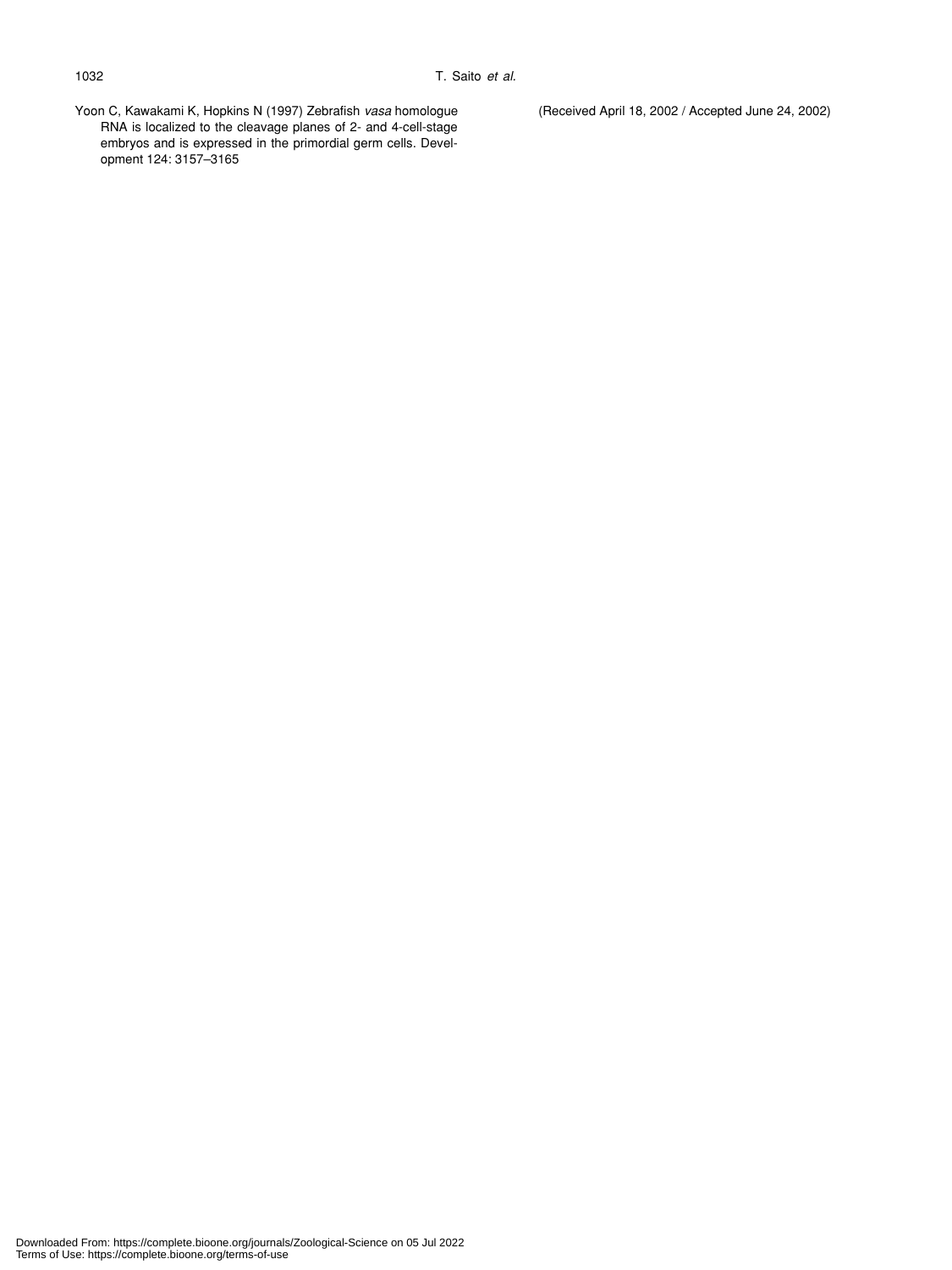Yoon C, Kawakami K, Hopkins N (1997) Zebrafish *vasa* homologue RNA is localized to the cleavage planes of 2- and 4-cell-stage embryos and is expressed in the primordial germ cells. Development 124: 3157–3165

(Received April 18, 2002 / Accepted June 24, 2002)